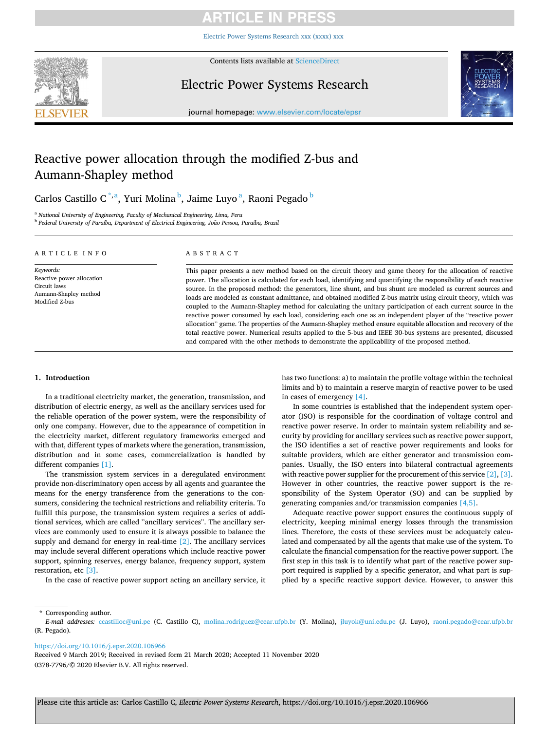# Reactive power allocation through the modified Z-bus and Aumann-Shapley method

Carlos Castillo C [*,a], Yuri Molina [b], Jaime Luyo [a], Raoni Pegado [b]

[a] *National University of Engineering, Faculty of Mechanical Engineering, Lima, Peru*

[b] *Federal University of Paraíba, Department of Electrical Engineering, João Pessoa, Paraíba, Brazil*

## ARTICLE INFO

*Keywords:*
Reactive power allocation
Circuit laws
Aumann-Shapley method
Modified Z-bus

## ABSTRACT

This paper presents a new method based on the circuit theory and game theory for the allocation of reactive power. The allocation is calculated for each load, identifying and quantifying the responsibility of each reactive source. In the proposed method: the generators, line shunt, and bus shunt are modeled as current sources and loads are modeled as constant admittance, and obtained modified Z-bus matrix using circuit theory, which was coupled to the Aumann-Shapley method for calculating the unitary participation of each current source in the reactive power consumed by each load, considering each one as an independent player of the "reactive power allocation" game. The properties of the Aumann-Shapley method ensure equitable allocation and recovery of the total reactive power. Numerical results applied to the 5-bus and IEEE 30-bus systems are presented, discussed and compared with the other methods to demonstrate the applicability of the proposed method.

## 1. Introduction

In a traditional electricity market, the generation, transmission, and distribution of electric energy, as well as the ancillary services used for the reliable operation of the power system, were the responsibility of only one company. However, due to the appearance of competition in the electricity market, different regulatory frameworks emerged and with that, different types of markets where the generation, transmission, distribution and in some cases, commercialization is handled by different companies [1].

The transmission system services in a deregulated environment provide non-discriminatory open access by all agents and guarantee the means for the energy transference from the generations to the consumers, considering the technical restrictions and reliability criteria. To fulfill this purpose, the transmission system requires a series of additional services, which are called "ancillary services". The ancillary services are commonly used to ensure it is always possible to balance the supply and demand for energy in real-time [2]. The ancillary services may include several different operations which include reactive power support, spinning reserves, energy balance, frequency support, system restoration, etc [3].

In the case of reactive power support acting an ancillary service, it has two functions: a) to maintain the profile voltage within the technical limits and b) to maintain a reserve margin of reactive power to be used in cases of emergency [4].

In some countries is established that the independent system operator (ISO) is responsible for the coordination of voltage control and reactive power reserve. In order to maintain system reliability and security by providing for ancillary services such as reactive power support, the ISO identifies a set of reactive power requirements and looks for suitable providers, which are either generator and transmission companies. Usually, the ISO enters into bilateral contractual agreements with reactive power supplier for the procurement of this service [2], [3]. However in other countries, the reactive power support is the responsibility of the System Operator (SO) and can be supplied by generating companies and/or transmission companies [4,5].

Adequate reactive power support ensures the continuous supply of electricity, keeping minimal energy losses through the transmission lines. Therefore, the costs of these services must be adequately calculated and compensated by all the agents that make use of the system. To calculate the financial compensation for the reactive power support. The first step in this task is to identify what part of the reactive power support required is supplied by a specific generator, and what part is supplied by a specific reactive support device. However, to answer this

\* Corresponding author.
*E-mail addresses:* ccastilloc@uni.pe (C. Castillo C), molina.rodriguez@cear.ufpb.br (Y. Molina), jluyok@uni.edu.pe (J. Luyo), raoni.pegado@cear.ufpb.br (R. Pegado).

https://doi.org/10.1016/j.epsr.2020.106966
Received 9 March 2019; Received in revised form 21 March 2020; Accepted 11 November 2020
0378-7796/© 2020 Elsevier B.V. All rights reserved.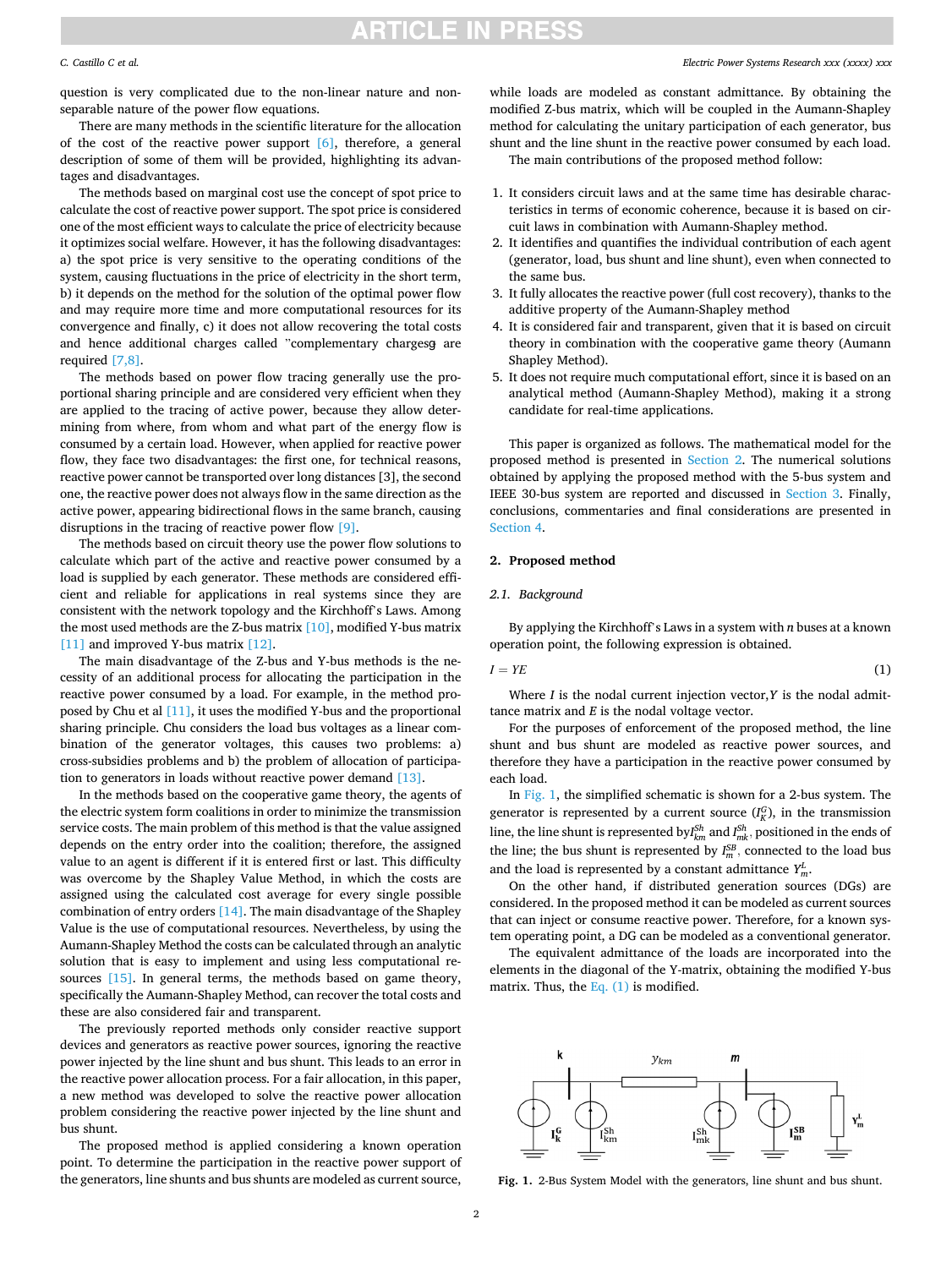question is very complicated due to the non-linear nature and non-separable nature of the power flow equations.

There are many methods in the scientific literature for the allocation of the cost of the reactive power support [6], therefore, a general description of some of them will be provided, highlighting its advantages and disadvantages.

The methods based on marginal cost use the concept of spot price to calculate the cost of reactive power support. The spot price is considered one of the most efficient ways to calculate the price of electricity because it optimizes social welfare. However, it has the following disadvantages: a) the spot price is very sensitive to the operating conditions of the system, causing fluctuations in the price of electricity in the short term, b) it depends on the method for the solution of the optimal power flow and may require more time and more computational resources for its convergence and finally, c) it does not allow recovering the total costs and hence additional charges called "complementary chargesg are required [7,8].

The methods based on power flow tracing generally use the proportional sharing principle and are considered very efficient when they are applied to the tracing of active power, because they allow determining from where, from whom and what part of the energy flow is consumed by a certain load. However, when applied for reactive power flow, they face two disadvantages: the first one, for technical reasons, reactive power cannot be transported over long distances [3], the second one, the reactive power does not always flow in the same direction as the active power, appearing bidirectional flows in the same branch, causing disruptions in the tracing of reactive power flow [9].

The methods based on circuit theory use the power flow solutions to calculate which part of the active and reactive power consumed by a load is supplied by each generator. These methods are considered efficient and reliable for applications in real systems since they are consistent with the network topology and the Kirchhoff's Laws. Among the most used methods are the Z-bus matrix [10], modified Y-bus matrix [11] and improved Y-bus matrix [12].

The main disadvantage of the Z-bus and Y-bus methods is the necessity of an additional process for allocating the participation in the reactive power consumed by a load. For example, in the method proposed by Chu et al [11], it uses the modified Y-bus and the proportional sharing principle. Chu considers the load bus voltages as a linear combination of the generator voltages, this causes two problems: a) cross-subsidies problems and b) the problem of allocation of participation to generators in loads without reactive power demand [13].

In the methods based on the cooperative game theory, the agents of the electric system form coalitions in order to minimize the transmission service costs. The main problem of this method is that the value assigned depends on the entry order into the coalition; therefore, the assigned value to an agent is different if it is entered first or last. This difficulty was overcome by the Shapley Value Method, in which the costs are assigned using the calculated cost average for every single possible combination of entry orders [14]. The main disadvantage of the Shapley Value is the use of computational resources. Nevertheless, by using the Aumann-Shapley Method the costs can be calculated through an analytic solution that is easy to implement and using less computational resources [15]. In general terms, the methods based on game theory, specifically the Aumann-Shapley Method, can recover the total costs and these are also considered fair and transparent.

The previously reported methods only consider reactive support devices and generators as reactive power sources, ignoring the reactive power injected by the line shunt and bus shunt. This leads to an error in the reactive power allocation process. For a fair allocation, in this paper, a new method was developed to solve the reactive power allocation problem considering the reactive power injected by the line shunt and bus shunt.

The proposed method is applied considering a known operation point. To determine the participation in the reactive power support of the generators, line shunts and bus shunts are modeled as current source, while loads are modeled as constant admittance. By obtaining the modified Z-bus matrix, which will be coupled in the Aumann-Shapley method for calculating the unitary participation of each generator, bus shunt and the line shunt in the reactive power consumed by each load.

The main contributions of the proposed method follow:

1. It considers circuit laws and at the same time has desirable characteristics in terms of economic coherence, because it is based on circuit laws in combination with Aumann-Shapley method.
2. It identifies and quantifies the individual contribution of each agent (generator, load, bus shunt and line shunt), even when connected to the same bus.
3. It fully allocates the reactive power (full cost recovery), thanks to the additive property of the Aumann-Shapley method
4. It is considered fair and transparent, given that it is based on circuit theory in combination with the cooperative game theory (Aumann Shapley Method).
5. It does not require much computational effort, since it is based on an analytical method (Aumann-Shapley Method), making it a strong candidate for real-time applications.

This paper is organized as follows. The mathematical model for the proposed method is presented in Section 2. The numerical solutions obtained by applying the proposed method with the 5-bus system and IEEE 30-bus system are reported and discussed in Section 3. Finally, conclusions, commentaries and final considerations are presented in Section 4.

## 2. Proposed method

### 2.1. Background

By applying the Kirchhoff's Laws in a system with $n$ buses at a known operation point, the following expression is obtained.

$$I = YE \tag{1}$$

Where $I$ is the nodal current injection vector, $Y$ is the nodal admittance matrix and $E$ is the nodal voltage vector.

For the purposes of enforcement of the proposed method, the line shunt and bus shunt are modeled as reactive power sources, and therefore they have a participation in the reactive power consumed by each load.

In Fig. 1, the simplified schematic is shown for a 2-bus system. The generator is represented by a current source ($I_K^G$), in the transmission line, the line shunt is represented by $I_{km}^{Sh}$ and $I_{mk}^{Sh}$, positioned in the ends of the line; the bus shunt is represented by $I_m^{SB}$, connected to the load bus and the load is represented by a constant admittance $Y_m^L$.

On the other hand, if distributed generation sources (DGs) are considered. In the proposed method it can be modeled as current sources that can inject or consume reactive power. Therefore, for a known system operating point, a DG can be modeled as a conventional generator.

The equivalent admittance of the loads are incorporated into the elements in the diagonal of the Y-matrix, obtaining the modified Y-bus matrix. Thus, the Eq. (1) is modified.

**Fig. 1.** 2-Bus System Model with the generators, line shunt and bus shunt.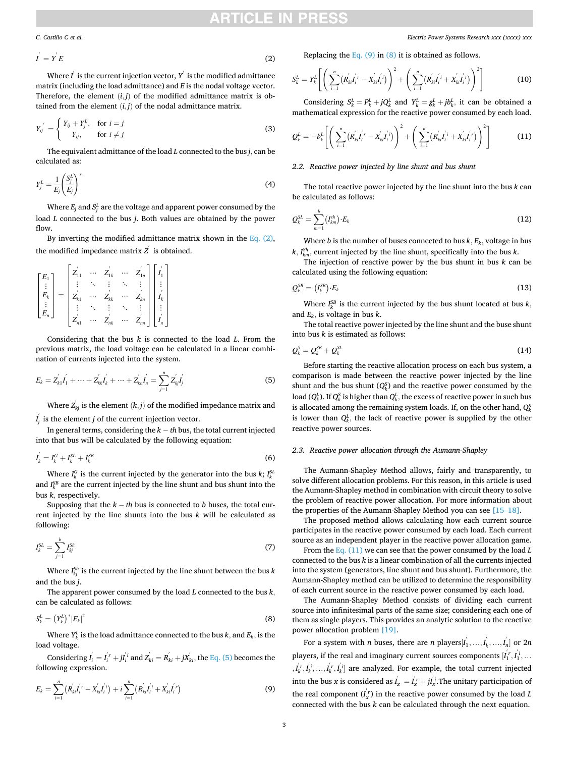$$I^{'} = Y^{'} E \tag{2}$$

Where $I^{'}$ is the current injection vector, $Y^{'}$ is the modified admittance matrix (including the load admittance) and $E$ is the nodal voltage vector. Therefore, the element $(i,j)$ of the modified admittance matrix is obtained from the element $(i,j)$ of the nodal admittance matrix.

$$Y_{ij}^{'} = \begin{cases} Y_{ij} + Y_j^L, & \text{for } i = j \\ Y_{ij}, & \text{for } i \neq j \end{cases} \tag{3}$$

The equivalent admittance of the load $L$ connected to the bus $j$, can be calculated as:

$$Y_j^L = \frac{1}{E_j}\left(\frac{S_j^L}{E_j}\right)^* \tag{4}$$

Where $E_j$ and $S_j^L$ are the voltage and apparent power consumed by the load $L$ connected to the bus $j$. Both values are obtained by the power flow.

By inverting the modified admittance matrix shown in the Eq. (2), the modified impedance matrix $Z^{'}$ is obtained.

$$\begin{bmatrix} E_1 \\ \vdots \\ E_k \\ \vdots \\ E_n \end{bmatrix} = \begin{bmatrix} Z_{11}^{'} & \cdots & Z_{1k}^{'} & \cdots & Z_{1n}^{'} \\ \vdots & \ddots & \vdots & \ddots & \vdots \\ Z_{k1}^{'} & \cdots & Z_{kk}^{'} & \cdots & Z_{kn}^{'} \\ \vdots & \ddots & \vdots & \ddots & \vdots \\ Z_{n1}^{'} & \cdots & Z_{nk}^{'} & \cdots & Z_{nn}^{'} \end{bmatrix} \begin{bmatrix} I_1^{'} \\ \vdots \\ I_k^{'} \\ \vdots \\ I_n^{'} \end{bmatrix}$$

Considering that the bus $k$ is connected to the load $L$. From the previous matrix, the load voltage can be calculated in a linear combination of currents injected into the system.

$$E_k = Z_{k1}^{'} I_1^{'} + \cdots + Z_{kk}^{'} I_k^{'} + \cdots + Z_{kn}^{'} I_n^{'} = \sum_{j=1}^{n} Z_{kj}^{'} I_j^{'} \tag{5}$$

Where $Z_{kj}^{'}$ is the element $(k,j)$ of the modified impedance matrix and $I_j^{'}$ is the element $j$ of the current injection vector.

In general terms, considering the $k-th$ bus, the total current injected into that bus will be calculated by the following equation:

$$I_k^{'} = I_k^G + I_k^{SL} + I_k^{SB} \tag{6}$$

Where $I_k^G$ is the current injected by the generator into the bus $k$; $I_k^{SL}$ and $I_k^{SB}$ are the current injected by the line shunt and bus shunt into the bus $k$, respectively.

Supposing that the $k-th$ bus is connected to $b$ buses, the total current injected by the line shunts into the bus $k$ will be calculated as following:

$$I_k^{SL} = \sum_{j=1}^{b} I_{kj}^{Sh} \tag{7}$$

Where $I_{kj}^{Sh}$ is the current injected by the line shunt between the bus $k$ and the bus $j$.

The apparent power consumed by the load $L$ connected to the bus $k$, can be calculated as follows:

$$S_k^L = \left(Y_k^L\right)^* |E_k|^2 \tag{8}$$

Where $Y_k^L$ is the load admittance connected to the bus $k$, and $E_k$, is the load voltage.

Considering $I_i^{'} = I_i^{'r} + jI_i^{'i}$ and $Z_{ki}^{'} = R_{ki}^{'} + jX_{ki}^{'}$, the Eq. (5) becomes the following expression.

$$E_k = \sum_{i=1}^{n}\left(R_{ki}^{'} I_i^{'r} - X_{ki}^{'} I_i^{'i}\right) + i\sum_{i=1}^{n}\left(R_{ki}^{'} I_i^{'i} + X_{ki}^{'} I_i^{'r}\right) \tag{9}$$

Replacing the Eq. (9) in (8) it is obtained as follows.

$$S_k^L = Y_k^L\left[\left(\sum_{i=1}^{n}\left(R_{ki}^{'} I_i^{'r} - X_{ki}^{'} I_i^{'i}\right)\right)^2 + \left(\sum_{i=1}^{n}\left(R_{ki}^{'} I_i^{'i} + X_{ki}^{'} I_i^{'r}\right)\right)^2\right] \tag{10}$$

Considering $S_k^L = P_k^L + jQ_k^L$ and $Y_k^L = g_k^L + jb_k^L$, it can be obtained a mathematical expression for the reactive power consumed by each load.

$$Q_k^L = -b_k^L\left[\left(\sum_{i=1}^{n}\left(R_{ki}^{'} I_i^{'r} - X_{ki}^{'} I_i^{'i}\right)\right)^2 + \left(\sum_{i=1}^{n}\left(R_{ki}^{'} I_i^{'i} + X_{ki}^{'} I_i^{'r}\right)\right)^2\right] \tag{11}$$

### 2.2. Reactive power injected by line shunt and bus shunt

The total reactive power injected by the line shunt into the bus $k$ can be calculated as follows:

$$Q_k^{SL} = \sum_{m=1}^{b}\left(I_{km}^{sh}\right)\cdot E_k \tag{12}$$

Where $b$ is the number of buses connected to bus $k$, $E_k$, voltage in bus $k$, $I_{km}^{Sh}$, current injected by the line shunt, specifically into the bus $k$.

The injection of reactive power by the bus shunt in bus $k$ can be calculated using the following equation:

$$Q_k^{SB} = \left(I_k^{SB}\right)\cdot E_k \tag{13}$$

Where $I_k^{SB}$ is the current injected by the bus shunt located at bus $k$, and $E_k$, is voltage in bus $k$.

The total reactive power injected by the line shunt and the buse shunt into bus $k$ is estimated as follows:

$$Q_k^S = Q_k^{SB} + Q_k^{SL} \tag{14}$$

Before starting the reactive allocation process on each bus system, a comparison is made between the reactive power injected by the line shunt and the bus shunt ($Q_k^S$) and the reactive power consumed by the load ($Q_k^L$). If $Q_k^S$ is higher than $Q_k^L$, the excess of reactive power in such bus is allocated among the remaining system loads. If, on the other hand, $Q_k^S$ is lower than $Q_k^L$, the lack of reactive power is supplied by the other reactive power sources.

### 2.3. Reactive power allocation through the Aumann-Shapley

The Aumann-Shapley Method allows, fairly and transparently, to solve different allocation problems. For this reason, in this article is used the Aumann-Shapley method in combination with circuit theory to solve the problem of reactive power allocation. For more information about the properties of the Aumann-Shapley Method you can see [15–18].

The proposed method allows calculating how each current source participates in the reactive power consumed by each load. Each current source as an independent player in the reactive power allocation game.

From the Eq. (11) we can see that the power consumed by the load $L$ connected to the bus $k$ is a linear combination of all the currents injected into the system (generators, line shunt and bus shunt). Furthermore, the Aumann-Shapley method can be utilized to determine the responsibility of each current source in the reactive power consumed by each load.

The Aumann-Shapley Method consists of dividing each current source into infinitesimal parts of the same size; considering each one of them as single players. This provides an analytic solution to the reactive power allocation problem [19].

For a system with $n$ buses, there are $n$ players$[I_1^{'}, \ldots, I_k^{'}, \ldots, I_n^{'}]$ or $2n$ players, if the real and imaginary current sources components $[I_1^{'r}, I_1^{'i}, \ldots, I_k^{'r}, I_k^{'i}, \ldots, I_k^{'r}, I_k^{'i}]$ are analyzed. For example, the total current injected into the bus $x$ is considered as $I_x^{'} = I_x^{'r} + jI_x^{'i}$. The unitary participation of the real component ($I_x^{'r}$) in the reactive power consumed by the load $L$ connected with the bus $k$ can be calculated through the next equation.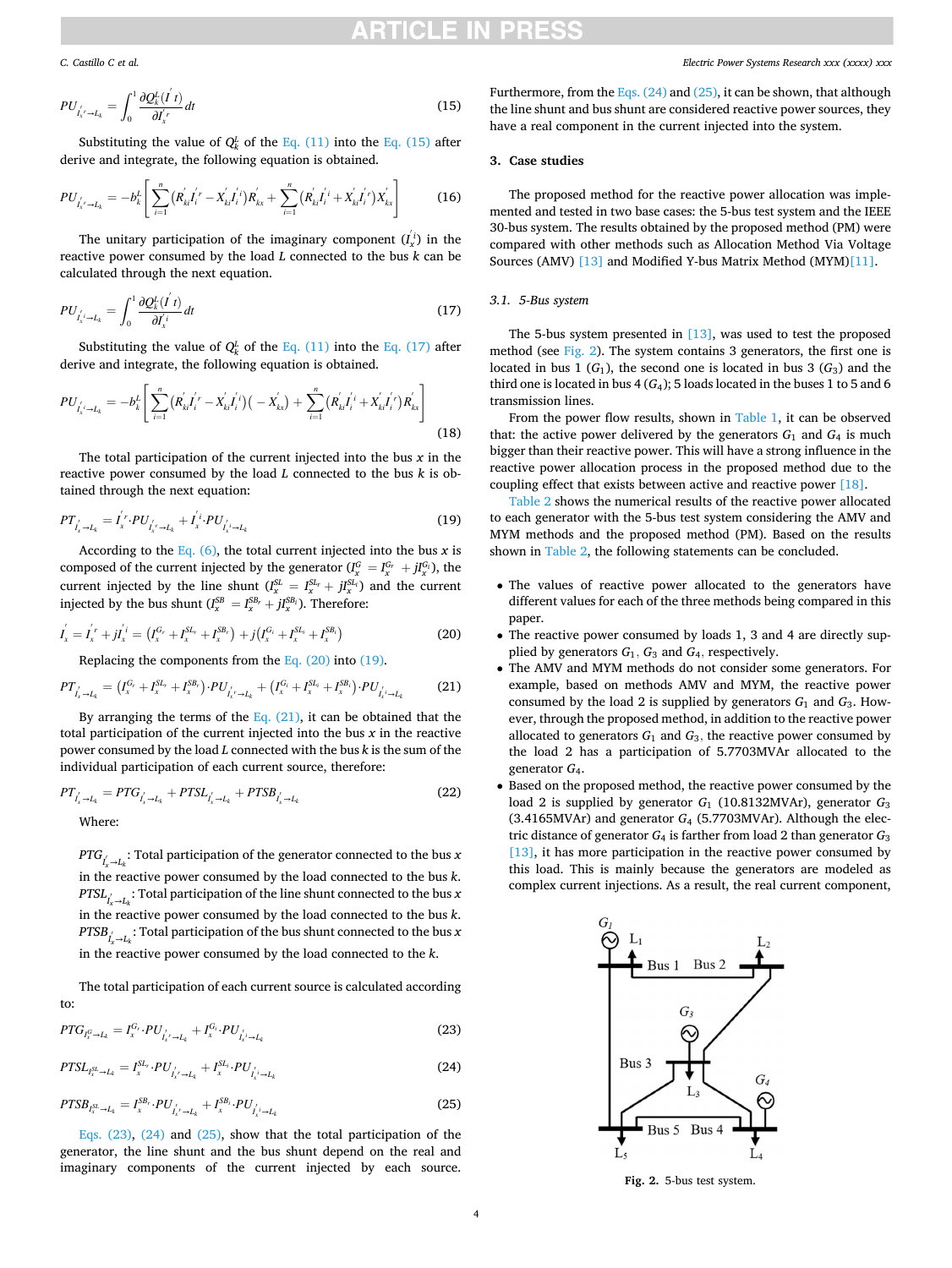$$PU_{I_x^{'r} \to L_k} = \int_0^1 \frac{\partial Q_k^L(I^{'} t)}{\partial I_x^{'r}} dt \tag{15}$$

Substituting the value of $Q_k^L$ of the Eq. (11) into the Eq. (15) after derive and integrate, the following equation is obtained.

$$PU_{I_x^{'r} \to L_k} = -b_k^L \left[ \sum_{i=1}^{n} \left( R_{ki}^{'} I_i^{'r} - X_{ki}^{'} I_i^{'i} \right) R_{kx}^{'} + \sum_{i=1}^{n} \left( R_{ki}^{'} I_i^{'i} + X_{ki}^{'} I_i^{'r} \right) X_{kx}^{'} \right] \tag{16}$$

The unitary participation of the imaginary component ($I_x^{'i}$) in the reactive power consumed by the load $L$ connected to the bus $k$ can be calculated through the next equation.

$$PU_{I_x^{'i} \to L_k} = \int_0^1 \frac{\partial Q_k^L(I^{'} t)}{\partial I_x^{'i}} dt \tag{17}$$

Substituting the value of $Q_k^L$ of the Eq. (11) into the Eq. (17) after derive and integrate, the following equation is obtained.

$$PU_{I_x^{'i} \to L_k} = -b_k^L \left[ \sum_{i=1}^{n} \left( R_{ki}^{'} I_i^{'r} - X_{ki}^{'} I_i^{'i} \right) \left( -X_{kx}^{'} \right) + \sum_{i=1}^{n} \left( R_{ki}^{'} I_i^{'i} + X_{ki}^{'} I_i^{'r} \right) R_{kx}^{'} \right] \tag{18}$$

The total participation of the current injected into the bus $x$ in the reactive power consumed by the load $L$ connected to the bus $k$ is obtained through the next equation:

$$PT_{I_x^{'} \to L_k} = I_x^{'r} \cdot PU_{I_x^{'r} \to L_k} + I_x^{'i} \cdot PU_{I_x^{'i} \to L_k} \tag{19}$$

According to the Eq. (6), the total current injected into the bus $x$ is composed of the current injected by the generator ($I_x^G = I_x^{G_r} + jI_x^{G_i}$), the current injected by the line shunt ($I_x^{SL} = I_x^{SL_r} + jI_x^{SL_i}$) and the current injected by the bus shunt ($I_x^{SB} = I_x^{SB_r} + jI_x^{SB_i}$). Therefore:

$$I_x^{'} = I_x^{'r} + jI_x^{'i} = \left( I_x^{G_r} + I_x^{SL_r} + I_x^{SB_r} \right) + j\left( I_x^{G_i} + I_x^{SL_i} + I_x^{SB_i} \right) \tag{20}$$

Replacing the components from the Eq. (20) into (19).

$$PT_{I_x^{'} \to L_k} = \left( I_x^{G_r} + I_x^{SL_r} + I_x^{SB_r} \right) \cdot PU_{I_x^{'r} \to L_k} + \left( I_x^{G_i} + I_x^{SL_i} + I_x^{SB_i} \right) \cdot PU_{I_x^{'i} \to L_k} \tag{21}$$

By arranging the terms of the Eq. (21), it can be obtained that the total participation of the current injected into the bus $x$ in the reactive power consumed by the load $L$ connected with the bus $k$ is the sum of the individual participation of each current source, therefore:

$$PT_{I_x^{'} \to L_k} = PTG_{I_x^{'} \to L_k} + PTSL_{I_x^{'} \to L_k} + PTSB_{I_x^{'} \to L_k} \tag{22}$$

Where:

$PTG_{I_x^{'} \to L_k}$: Total participation of the generator connected to the bus $x$ in the reactive power consumed by the load connected to the bus $k$.
$PTSL_{I_x^{'} \to L_k}$: Total participation of the line shunt connected to the bus $x$ in the reactive power consumed by the load connected to the bus $k$.
$PTSB_{I_x^{'} \to L_k}$: Total participation of the bus shunt connected to the bus $x$ in the reactive power consumed by the load connected to the $k$.

The total participation of each current source is calculated according to:

$$PTG_{I_x^G \to L_k} = I_x^{G_r} \cdot PU_{I_x^{'r} \to L_k} + I_x^{G_i} \cdot PU_{I_x^{'i} \to L_k} \tag{23}$$

$$PTSL_{I_x^{SL} \to L_k} = I_x^{SL_r} \cdot PU_{I_x^{'r} \to L_k} + I_x^{SL_i} \cdot PU_{I_x^{'i} \to L_k} \tag{24}$$

$$PTSB_{I_x^{SL} \to L_k} = I_x^{SB_r} \cdot PU_{I_x^{'r} \to L_k} + I_x^{SB_i} \cdot PU_{I_x^{'i} \to L_k} \tag{25}$$

Eqs. (23), (24) and (25), show that the total participation of the generator, the line shunt and the bus shunt depend on the real and imaginary components of the current injected by each source. Furthermore, from the Eqs. (24) and (25), it can be shown, that although the line shunt and bus shunt are considered reactive power sources, they have a real component in the current injected into the system.

## 3. Case studies

The proposed method for the reactive power allocation was implemented and tested in two base cases: the 5-bus test system and the IEEE 30-bus system. The results obtained by the proposed method (PM) were compared with other methods such as Allocation Method Via Voltage Sources (AMV) [13] and Modified Y-bus Matrix Method (MYM)[11].

### 3.1. 5-Bus system

The 5-bus system presented in [13], was used to test the proposed method (see Fig. 2). The system contains 3 generators, the first one is located in bus 1 ($G_1$), the second one is located in bus 3 ($G_3$) and the third one is located in bus 4 ($G_4$); 5 loads located in the buses 1 to 5 and 6 transmission lines.

From the power flow results, shown in Table 1, it can be observed that: the active power delivered by the generators $G_1$ and $G_4$ is much bigger than their reactive power. This will have a strong influence in the reactive power allocation process in the proposed method due to the coupling effect that exists between active and reactive power [18].

Table 2 shows the numerical results of the reactive power allocated to each generator with the 5-bus test system considering the AMV and MYM methods and the proposed method (PM). Based on the results shown in Table 2, the following statements can be concluded.

- The values of reactive power allocated to the generators have different values for each of the three methods being compared in this paper.
- The reactive power consumed by loads 1, 3 and 4 are directly supplied by generators $G_1$, $G_3$ and $G_4$, respectively.
- The AMV and MYM methods do not consider some generators. For example, based on methods AMV and MYM, the reactive power consumed by the load 2 is supplied by generators $G_1$ and $G_3$. However, through the proposed method, in addition to the reactive power allocated to generators $G_1$ and $G_3$, the reactive power consumed by the load 2 has a participation of 5.7703MVAr allocated to the generator $G_4$.
- Based on the proposed method, the reactive power consumed by the load 2 is supplied by generator $G_1$ (10.8132MVAr), generator $G_3$ (3.4165MVAr) and generator $G_4$ (5.7703MVAr). Although the electric distance of generator $G_4$ is farther from load 2 than generator $G_3$ [13], it has more participation in the reactive power consumed by this load. This is mainly because the generators are modeled as complex current injections. As a result, the real current component,

Fig. 2. 5-bus test system.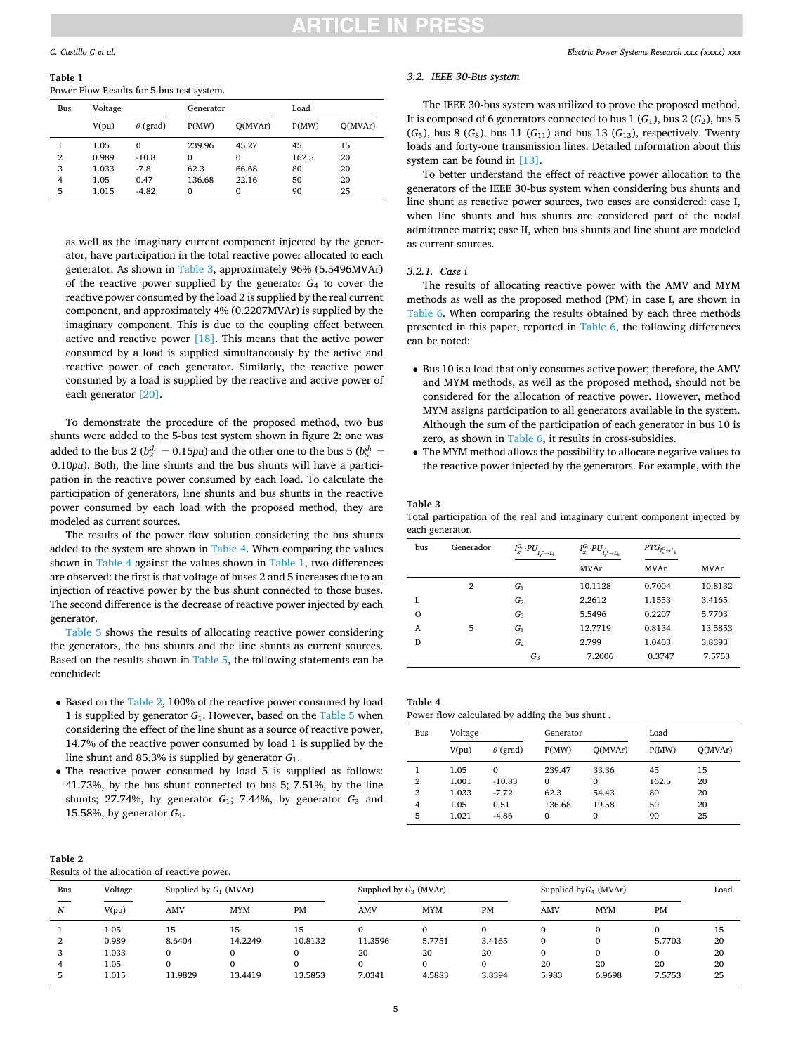**Table 1**
Power Flow Results for 5-bus test system.

| Bus | Voltage | | Generator | | Load | |
|---|---|---|---|---|---|---|
| | V(pu) | $\theta$ (grad) | P(MW) | Q(MVAr) | P(MW) | Q(MVAr) |
| 1 | 1.05 | 0 | 239.96 | 45.27 | 45 | 15 |
| 2 | 0.989 | -10.8 | 0 | 0 | 162.5 | 20 |
| 3 | 1.033 | -7.8 | 62.3 | 66.68 | 80 | 20 |
| 4 | 1.05 | 0.47 | 136.68 | 22.16 | 50 | 20 |
| 5 | 1.015 | -4.82 | 0 | 0 | 90 | 25 |

as well as the imaginary current component injected by the generator, have participation in the total reactive power allocated to each generator. As shown in Table 3, approximately 96% (5.5496MVAr) of the reactive power supplied by the generator $G_4$ to cover the reactive power consumed by the load 2 is supplied by the real current component, and approximately 4% (0.2207MVAr) is supplied by the imaginary component. This is due to the coupling effect between active and reactive power [18]. This means that the active power consumed by a load is supplied simultaneously by the active and reactive power of each generator. Similarly, the reactive power consumed by a load is supplied by the reactive and active power of each generator [20].

To demonstrate the procedure of the proposed method, two bus shunts were added to the 5-bus test system shown in figure 2: one was added to the bus 2 ($b_2^{sh} = 0.15pu$) and the other one to the bus 5 ($b_5^{sh} = 0.10pu$). Both, the line shunts and the bus shunts will have a participation in the reactive power consumed by each load. To calculate the participation of generators, line shunts and bus shunts in the reactive power consumed by each load with the proposed method, they are modeled as current sources.

The results of the power flow solution considering the bus shunts added to the system are shown in Table 4. When comparing the values shown in Table 4 against the values shown in Table 1, two differences are observed: the first is that voltage of buses 2 and 5 increases due to an injection of reactive power by the bus shunt connected to those buses. The second difference is the decrease of reactive power injected by each generator.

Table 5 shows the results of allocating reactive power considering the generators, the bus shunts and the line shunts as current sources. Based on the results shown in Table 5, the following statements can be concluded:

- Based on the Table 2, 100% of the reactive power consumed by load 1 is supplied by generator $G_1$. However, based on the Table 5 when considering the effect of the line shunt as a source of reactive power, 14.7% of the reactive power consumed by load 1 is supplied by the line shunt and 85.3% is supplied by generator $G_1$.
- The reactive power consumed by load 5 is supplied as follows: 41.73%, by the bus shunt connected to bus 5; 7.51%, by the line shunts; 27.74%, by generator $G_1$; 7.44%, by generator $G_3$ and 15.58%, by generator $G_4$.

**Table 2**
Results of the allocation of reactive power.

| Bus | Voltage | Supplied by $G_1$ (MVAr) | | | Supplied by $G_3$ (MVAr) | | | Supplied by $G_4$ (MVAr) | | | Load |
|---|---|---|---|---|---|---|---|---|---|---|---|
| *N* | V(pu) | AMV | MYM | PM | AMV | MYM | PM | AMV | MYM | PM | |
| 1 | 1.05 | 15 | 15 | 15 | 0 | 0 | 0 | 0 | 0 | 0 | 15 |
| 2 | 0.989 | 8.6404 | 14.2249 | 10.8132 | 11.3596 | 5.7751 | 3.4165 | 0 | 0 | 5.7703 | 20 |
| 3 | 1.033 | 0 | 0 | 0 | 20 | 20 | 20 | 0 | 0 | 0 | 20 |
| 4 | 1.05 | 0 | 0 | 0 | 0 | 0 | 0 | 20 | 20 | 20 | 20 |
| 5 | 1.015 | 11.9829 | 13.4419 | 13.5853 | 7.0341 | 4.5883 | 3.8394 | 5.983 | 6.9698 | 7.5753 | 25 |

### 3.2. IEEE 30-Bus system

The IEEE 30-bus system was utilized to prove the proposed method. It is composed of 6 generators connected to bus 1 ($G_1$), bus 2 ($G_2$), bus 5 ($G_5$), bus 8 ($G_8$), bus 11 ($G_{11}$) and bus 13 ($G_{13}$), respectively. Twenty loads and forty-one transmission lines. Detailed information about this system can be found in [13].

To better understand the effect of reactive power allocation to the generators of the IEEE 30-bus system when considering bus shunts and line shunt as reactive power sources, two cases are considered: case I, when line shunts and bus shunts are considered part of the nodal admittance matrix; case II, when bus shunts and line shunt are modeled as current sources.

#### 3.2.1. Case i

The results of allocating reactive power with the AMV and MYM methods as well as the proposed method (PM) in case I, are shown in Table 6. When comparing the results obtained by each three methods presented in this paper, reported in Table 6, the following differences can be noted:

- Bus 10 is a load that only consumes active power; therefore, the AMV and MYM methods, as well as the proposed method, should not be considered for the allocation of reactive power. However, method MYM assigns participation to all generators available in the system. Although the sum of the participation of each generator in bus 10 is zero, as shown in Table 6, it results in cross-subsidies.
- The MYM method allows the possibility to allocate negative values to the reactive power injected by the generators. For example, with the

**Table 3**
Total participation of the real and imaginary current component injected by each generator.

| | bus | Generador | $I_x^{G_r} \cdot PU_{I_r^i \to L_k}$ | $I_x^{G_i} \cdot PU_{I_i^i \to L_k}$ | $PTG_{I_x^G \to L_k}$ |
|---|---|---|---|---|---|
| | | | MVAr | MVAr | MVAr |
| | 2 | $G_1$ | 10.1128 | 0.7004 | 10.8132 |
| L | | $G_2$ | 2.2612 | 1.1553 | 3.4165 |
| O | | $G_3$ | 5.5496 | 0.2207 | 5.7703 |
| A | 5 | $G_1$ | 12.7719 | 0.8134 | 13.5853 |
| D | | $G_2$ | 2.799 | 1.0403 | 3.8393 |
| | | $G_3$ | 7.2006 | 0.3747 | 7.5753 |

**Table 4**
Power flow calculated by adding the bus shunt .

| Bus | Voltage | | Generator | | Load | |
|---|---|---|---|---|---|---|
| | V(pu) | $\theta$ (grad) | P(MW) | Q(MVAr) | P(MW) | Q(MVAr) |
| 1 | 1.05 | 0 | 239.47 | 33.36 | 45 | 15 |
| 2 | 1.001 | -10.83 | 0 | 0 | 162.5 | 20 |
| 3 | 1.033 | -7.72 | 62.3 | 54.43 | 80 | 20 |
| 4 | 1.05 | 0.51 | 136.68 | 19.58 | 50 | 20 |
| 5 | 1.021 | -4.86 | 0 | 0 | 90 | 25 |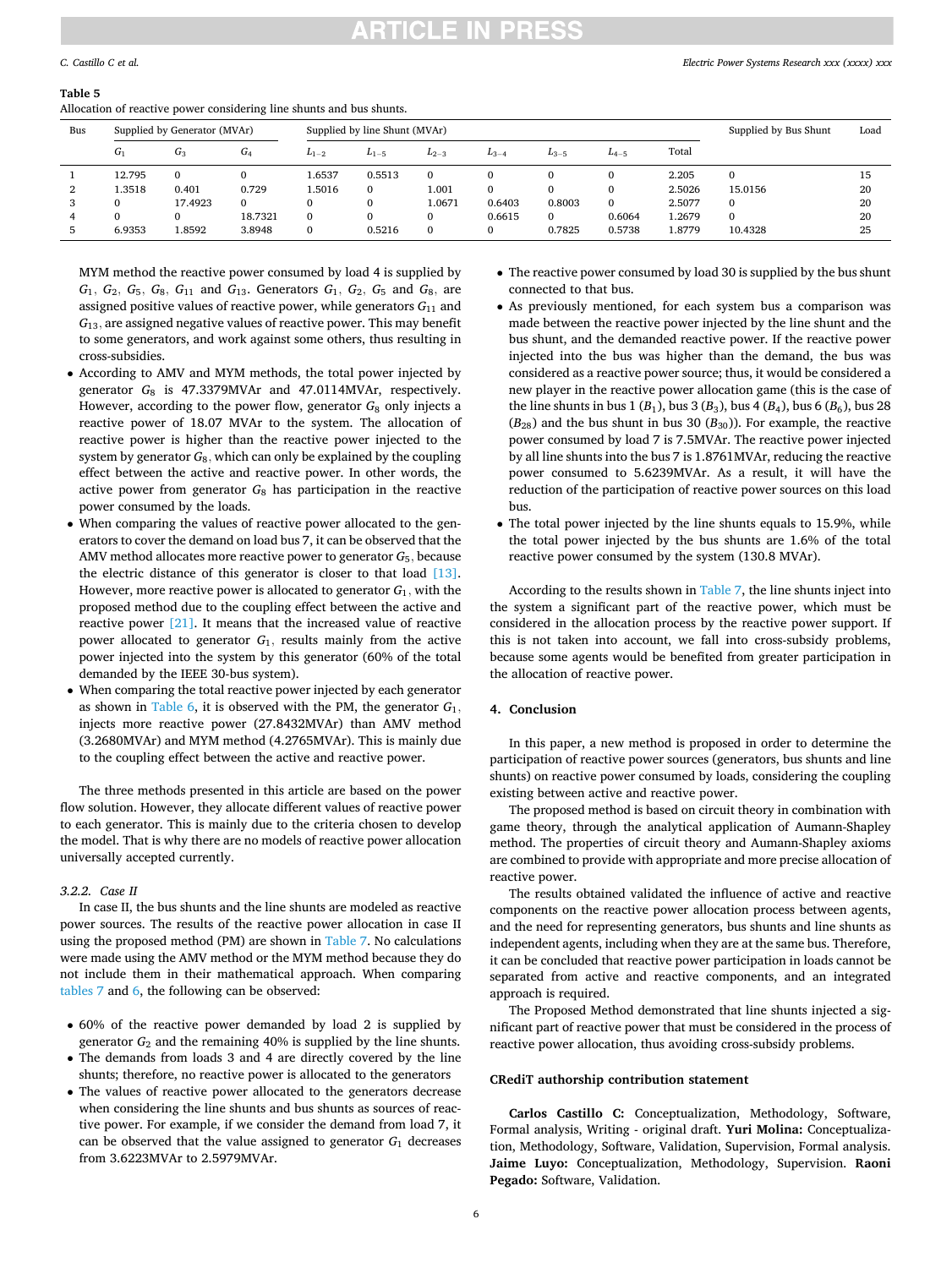**Table 5**
Allocation of reactive power considering line shunts and bus shunts.

| Bus | Supplied by Generator (MVAr) | | | Supplied by line Shunt (MVAr) | | | | | | | Supplied by Bus Shunt | Load |
|---|---|---|---|---|---|---|---|---|---|---|---|---|
| | $G_1$ | $G_3$ | $G_4$ | $L_{1-2}$ | $L_{1-5}$ | $L_{2-3}$ | $L_{3-4}$ | $L_{3-5}$ | $L_{4-5}$ | Total | | |
| 1 | 12.795 | 0 | 0 | 1.6537 | 0.5513 | 0 | 0 | 0 | 0 | 2.205 | 0 | 15 |
| 2 | 1.3518 | 0.401 | 0.729 | 1.5016 | 0 | 1.001 | 0 | 0 | 0 | 2.5026 | 15.0156 | 20 |
| 3 | 0 | 17.4923 | 0 | 0 | 0 | 1.0671 | 0.6403 | 0.8003 | 0 | 2.5077 | 0 | 20 |
| 4 | 0 | 0 | 18.7321 | 0 | 0 | 0 | 0.6615 | 0 | 0.6064 | 1.2679 | 0 | 20 |
| 5 | 6.9353 | 1.8592 | 3.8948 | 0 | 0.5216 | 0 | 0 | 0.7825 | 0.5738 | 1.8779 | 10.4328 | 25 |

MYM method the reactive power consumed by load 4 is supplied by $G_1$, $G_2$, $G_5$, $G_8$, $G_{11}$ and $G_{13}$. Generators $G_1$, $G_2$, $G_5$ and $G_8$, are assigned positive values of reactive power, while generators $G_{11}$ and $G_{13}$, are assigned negative values of reactive power. This may benefit to some generators, and work against some others, thus resulting in cross-subsidies.

- According to AMV and MYM methods, the total power injected by generator $G_8$ is 47.3379MVAr and 47.0114MVAr, respectively. However, according to the power flow, generator $G_8$ only injects a reactive power of 18.07 MVAr to the system. The allocation of reactive power is higher than the reactive power injected to the system by generator $G_8$, which can only be explained by the coupling effect between the active and reactive power. In other words, the active power from generator $G_8$ has participation in the reactive power consumed by the loads.
- When comparing the values of reactive power allocated to the generators to cover the demand on load bus 7, it can be observed that the AMV method allocates more reactive power to generator $G_5$, because the electric distance of this generator is closer to that load [13]. However, more reactive power is allocated to generator $G_1$, with the proposed method due to the coupling effect between the active and reactive power [21]. It means that the increased value of reactive power allocated to generator $G_1$, results mainly from the active power injected into the system by this generator (60% of the total demanded by the IEEE 30-bus system).
- When comparing the total reactive power injected by each generator as shown in Table 6, it is observed with the PM, the generator $G_1$, injects more reactive power (27.8432MVAr) than AMV method (3.2680MVAr) and MYM method (4.2765MVAr). This is mainly due to the coupling effect between the active and reactive power.

The three methods presented in this article are based on the power flow solution. However, they allocate different values of reactive power to each generator. This is mainly due to the criteria chosen to develop the model. That is why there are no models of reactive power allocation universally accepted currently.

#### 3.2.2. Case II

In case II, the bus shunts and the line shunts are modeled as reactive power sources. The results of the reactive power allocation in case II using the proposed method (PM) are shown in Table 7. No calculations were made using the AMV method or the MYM method because they do not include them in their mathematical approach. When comparing tables 7 and 6, the following can be observed:

- 60% of the reactive power demanded by load 2 is supplied by generator $G_2$ and the remaining 40% is supplied by the line shunts.
- The demands from loads 3 and 4 are directly covered by the line shunts; therefore, no reactive power is allocated to the generators
- The values of reactive power allocated to the generators decrease when considering the line shunts and bus shunts as sources of reactive power. For example, if we consider the demand from load 7, it can be observed that the value assigned to generator $G_1$ decreases from 3.6223MVAr to 2.5979MVAr.
- The reactive power consumed by load 30 is supplied by the bus shunt connected to that bus.
- As previously mentioned, for each system bus a comparison was made between the reactive power injected by the line shunt and the bus shunt, and the demanded reactive power. If the reactive power injected into the bus was higher than the demand, the bus was considered as a reactive power source; thus, it would be considered a new player in the reactive power allocation game (this is the case of the line shunts in bus 1 ($B_1$), bus 3 ($B_3$), bus 4 ($B_4$), bus 6 ($B_6$), bus 28 ($B_{28}$) and the bus shunt in bus 30 ($B_{30}$)). For example, the reactive power consumed by load 7 is 7.5MVAr. The reactive power injected by all line shunts into the bus 7 is 1.8761MVAr, reducing the reactive power consumed to 5.6239MVAr. As a result, it will have the reduction of the participation of reactive power sources on this load bus.
- The total power injected by the line shunts equals to 15.9%, while the total power injected by the bus shunts are 1.6% of the total reactive power consumed by the system (130.8 MVAr).

According to the results shown in Table 7, the line shunts inject into the system a significant part of the reactive power, which must be considered in the allocation process by the reactive power support. If this is not taken into account, we fall into cross-subsidy problems, because some agents would be benefited from greater participation in the allocation of reactive power.

## 4. Conclusion

In this paper, a new method is proposed in order to determine the participation of reactive power sources (generators, bus shunts and line shunts) on reactive power consumed by loads, considering the coupling existing between active and reactive power.

The proposed method is based on circuit theory in combination with game theory, through the analytical application of Aumann-Shapley method. The properties of circuit theory and Aumann-Shapley axioms are combined to provide with appropriate and more precise allocation of reactive power.

The results obtained validated the influence of active and reactive components on the reactive power allocation process between agents, and the need for representing generators, bus shunts and line shunts as independent agents, including when they are at the same bus. Therefore, it can be concluded that reactive power participation in loads cannot be separated from active and reactive components, and an integrated approach is required.

The Proposed Method demonstrated that line shunts injected a significant part of reactive power that must be considered in the process of reactive power allocation, thus avoiding cross-subsidy problems.

### CRediT authorship contribution statement

**Carlos Castillo C:** Conceptualization, Methodology, Software, Formal analysis, Writing - original draft. **Yuri Molina:** Conceptualization, Methodology, Software, Validation, Supervision, Formal analysis. **Jaime Luyo:** Conceptualization, Methodology, Supervision. **Raoni Pegado:** Software, Validation.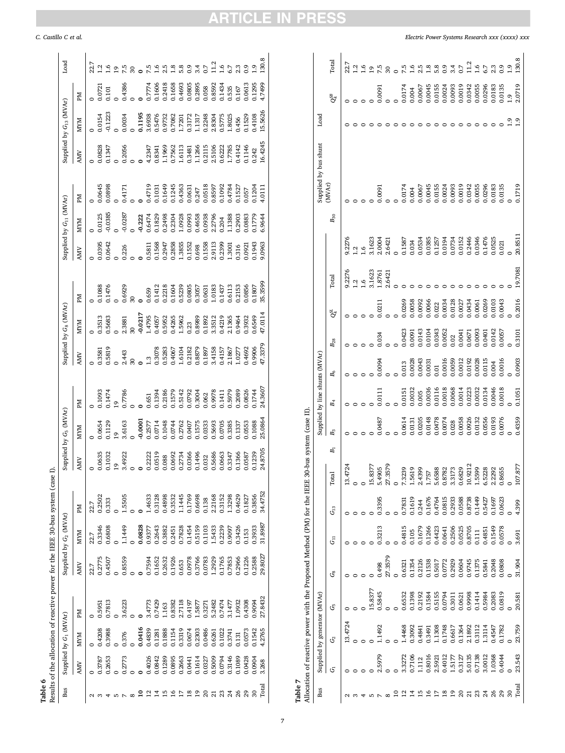**Table 6**
Results of the allocation of reactive power for the IEEE 30-bus system (case I).

| Bus | Supplied by $G_1$ (MVAr) | | | Supplied by $G_2$ (MVAr) | | | Supplied by $G_5$ (MVAr) | | | Supplied by $G_8$ (MVAr) | | | Supplied by $G_{11}$ (MVAr) | | | Supplied by $G_{13}$ (MVAr) | | | Load |
|---|---|---|---|---|---|---|---|---|---|---|---|---|---|---|---|---|---|---|---|
| | AMV | MYM | PM | AMV | MYM | PM | AMV | MYM | PM | AMV | MYM | PM | AMV | MYM | PM | AMV | MYM | PM | |
| 2 | 0 | 0 | 0 | 22.7 | 22.7 | 22.7 | 0 | 0 | 0 | 0 | 0 | 0 | 0 | 0 | 0 | 0 | 0 | 0 | 22.7 |
| 3 | 0.3787 | 0.4208 | 0.5951 | 0.2775 | 0.3346 | 0.2502 | 0.0635 | 0.0654 | 0.1093 | 0.3581 | 0.3513 | 0.1088 | 0.0395 | 0.0125 | 0.0645 | 0.0828 | 0.0154 | 0.0721 | 1.2 |
| 4 | 0.2653 | 0.3988 | 0.7813 | 0.4507 | 0.6808 | 0.333 | 0.1032 | 0.1129 | 0.1474 | 0.5819 | 0.5683 | 0.1476 | 0.0642 | -0.0385 | 0.0898 | 0.1347 | -0.1223 | 0.101 | 1.6 |
| 5 | 0 | 0 | 0 | 0 | 0 | 0 | 19 | 19 | 19 | 0 | 0 | 0 | 0 | 0 | 0 | 0 | 0 | 0 | 19 |
| 7 | 0.2773 | 0.376 | 3.6223 | 0.8559 | 1.1449 | 1.5505 | 3.4922 | 3.6163 | 0.7786 | 2.443 | 2.3881 | 0.6929 | 0.226 | -0.0287 | 0.4171 | 0.2056 | 0.0034 | 0.4386 | 7.5 |
| 8 | 0 | 0 | 0 | 0 | 0 | 0 | 0 | 0 | 0 | 30 | 30 | 30 | 0 | 0 | 0 | 0 | 0 | 0 | 30 |
| **10** | **0** | **0.0416** | **0** | **0** | **0.0828** | **0** | **0** | **-0.0001** | **0** | **0** | **-0.0217** | **0** | **0** | **-0.222** | **0** | **0** | **0.1195** | **0** | **0** |
| 12 | 0.4026 | 0.4839 | 3.4773 | 0.7594 | 0.9377 | 1.4633 | 0.2222 | 0.2577 | 0.651 | 1.3 | 1.4795 | 0.659 | 0.5811 | 0.6474 | 0.4719 | 4.2347 | 3.6938 | 0.7774 | 7.5 |
| 14 | 0.0842 | 0.1281 | 0.7429 | 0.1652 | 0.2643 | 0.3128 | 0.0519 | 0.0714 | 0.1394 | 0.3078 | 0.4057 | 0.1412 | 0.1568 | 0.1829 | 0.1031 | 0.8341 | 0.5476 | 0.1606 | 1.6 |
| 15 | 0.1289 | 0.1888 | 1.163 | 0.2632 | 0.3882 | 0.4898 | 0.088 | 0.1048 | 0.2186 | 0.5283 | 0.5952 | 0.2218 | 0.2947 | 0.2498 | 0.1649 | 1.1969 | 0.9732 | 0.2418 | 2.5 |
| 16 | 0.0895 | 0.1154 | 0.8382 | 0.1926 | 0.2451 | 0.3532 | 0.0692 | 0.0744 | 0.1579 | 0.4067 | 0.4265 | 0.1604 | 0.2858 | 0.2304 | 0.1245 | 0.7562 | 0.7082 | 0.1658 | 1.8 |
| 17 | 0.2663 | 0.3319 | 2.7118 | 0.653 | 0.7828 | 1.1445 | 0.2734 | 0.2762 | 0.5142 | 1.6104 | 1.5962 | 0.5239 | 1.3855 | 1.0928 | 0.4363 | 1.6113 | 1.7201 | 0.4693 | 5.8 |
| 18 | 0.0441 | 0.0674 | 0.4197 | 0.0978 | 0.1454 | 0.1769 | 0.0366 | 0.0407 | 0.0792 | 0.2182 | 0.23 | 0.0805 | 0.1552 | 0.0993 | 0.0631 | 0.3481 | 0.3172 | 0.0805 | 0.9 |
| 19 | 0.1614 | 0.2303 | 1.5877 | 0.3766 | 0.5159 | 0.6698 | 0.1496 | 0.1575 | 0.3004 | 0.8879 | 0.8989 | 0.3057 | 0.698 | 0.4658 | 0.247 | 1.1266 | 1.1317 | 0.2895 | 3.4 |
| 20 | 0.0327 | 0.0486 | 0.3271 | 0.0783 | 0.1103 | 0.138 | 0.032 | 0.0333 | 0.062 | 0.1897 | 0.1892 | 0.0631 | 0.1558 | 0.0938 | 0.0518 | 0.2115 | 0.2248 | 0.058 | 0.7 |
| 21 | 0.5009 | 0.6261 | 5.2482 | 1.2929 | 1.5433 | 2.2168 | 0.5686 | 0.5693 | 0.9978 | 3.4158 | 3.3512 | 1.0183 | 2.9113 | 2.2796 | 0.8597 | 2.5106 | 2.8304 | 0.8592 | 11.2 |
| 23 | 0.0794 | 0.1022 | 0.7474 | 0.1765 | 0.2239 | 0.3152 | 0.0663 | 0.0705 | 0.1411 | 0.4157 | 0.4219 | 0.1437 | 0.2399 | 0.204 | 0.1092 | 0.6222 | 0.5775 | 0.1434 | 1.6 |
| 24 | 0.3146 | 0.3741 | 3.1477 | 0.7853 | 0.9097 | 1.3298 | 0.3347 | 0.3385 | 0.5979 | 2.1867 | 2.1365 | 0.6113 | 1.3001 | 1.1388 | 0.4784 | 1.7785 | 1.8025 | 0.535 | 6.7 |
| 26 | 0.1089 | 0.131 | 1.0932 | 0.2966 | 0.3426 | 0.4629 | 0.1366 | 0.1337 | 0.2089 | 1.0277 | 0.9464 | 0.2153 | 0.316 | 0.2903 | 0.1527 | 0.4142 | 0.456 | 0.167 | 2.3 |
| 29 | 0.0428 | 0.0573 | 0.4308 | 0.1226 | 0.153 | 0.1827 | 0.0587 | 0.0553 | 0.0826 | 0.4692 | 0.3932 | 0.0856 | 0.0921 | 0.0883 | 0.057 | 0.1146 | 0.1529 | 0.0613 | 0.9 |
| 30 | 0.0904 | 0.1542 | 0.9094 | 0.2588 | 0.3933 | 0.3856 | 0.1239 | 0.1088 | 0.1744 | 0.9906 | 0.6549 | 0.1807 | 0.1943 | 0.1779 | 0.1204 | 0.242 | 0.4108 | 0.1295 | 1.9 |
| Total | 3.268 | 4.2765 | 27.8432 | 29.8027 | 31.8987 | 34.4752 | 24.8705 | 25.0864 | 24.3607 | 47.3379 | 47.0114 | 35.3599 | 9.0963 | 6.9644 | 4.0111 | 16.4245 | 15.5626 | 4.7499 | 130.8 |

**Table 7**
Allocation of reactive power with the Proposed Method (PM) for the IEEE 30-bus system (case II).

| Bus | Supplied by generator (MVAr) | | | | | | | Supplied by line shunts (MVAr) | | | | | | | | Supplied by bus shunt (MVAr) | | Load | | |
|---|---|---|---|---|---|---|---|---|---|---|---|---|---|---|---|---|---|---|---|---|
| | $G_1$ | $G_2$ | $G_5$ | $G_8$ | $G_{11}$ | $G_{13}$ | Total | $B_1$ | $B_3$ | $B_4$ | $B_6$ | $B_{28}$ | $Q_k^{sl}$ | Total | $B_{30}$ | | | $Q_k^{sl}$ | Total |
| 2 | 0 | 13.4724 | 0 | 0 | 0 | 0 | 13.4724 | 0 | 0 | 0 | 0 | 0 | 0 | 9.2276 | 9.2276 | 0 | | 0 | 0 | 22.7 |
| 3 | 0 | 0 | 0 | 0 | 0 | 0 | 0 | 0 | 0 | 0 | 0 | 0 | 0 | 1.2 | 1.2 | 0 | | 0 | 0 | 1.2 |
| 4 | 0 | 0 | 0 | 0 | 0 | 0 | 0 | 0 | 0 | 0 | 0 | 0 | 0 | 1.6 | 1.6 | 0 | | 0 | 0 | 1.6 |
| 5 | 0 | 0 | 15.8377 | 0 | 0 | 0 | 15.8377 | 0 | 0 | 0 | 0 | 0 | 0 | 3.1623 | 3.1623 | 0 | | 0 | 0 | 19 |
| 7 | 2.5979 | 1.1492 | 0.5845 | 0.498 | 0.3213 | 0.3395 | 5.4905 | 0 | 0.0487 | 0.0111 | 0.0094 | 0.034 | 0.0211 | 1.8761 | 2.0004 | 0.0091 | | 0 | 0.0091 | 7.5 |
| 8 | 0 | 0 | 0 | 27.3579 | 0 | 0 | 27.3579 | 0 | 0 | 0 | 0 | 0 | 0 | 2.6421 | 2.6421 | 0 | | 0 | 0 | 30 |
| 10 | 0 | 0 | 0 | 0 | 0 | 0 | 0 | 0 | 0 | 0 | 0 | 0 | 0 | 0 | 0 | 0 | | 0 | 0 | 0 |
| 12 | 3.3272 | 1.4468 | 0.6532 | 0.6321 | 0.4815 | 0.7831 | 7.3239 | 0 | 0.0614 | 0.0151 | 0.013 | 0.0423 | 0.0269 | 0 | 0.1587 | 0.0174 | | 0 | 0.0174 | 7.5 |
| 14 | 0.7106 | 0.3092 | 0.1398 | 0.1354 | 0.105 | 0.1619 | 1.5619 | 0 | 0.0131 | 0.0032 | 0.0028 | 0.0091 | 0.0058 | 0 | 0.034 | 0.004 | | 0 | 0.004 | 1.6 |
| 15 | 1.112 | 0.4841 | 0.2192 | 0.2126 | 0.1679 | 0.244 | 2.4399 | 0 | 0.0205 | 0.005 | 0.0043 | 0.0143 | 0.0092 | 0 | 0.0534 | 0.0067 | | 0 | 0.0067 | 2.5 |
| 16 | 0.8016 | 0.3491 | 0.1584 | 0.1538 | 0.1266 | 0.1676 | 1.757 | 0 | 0.0148 | 0.0036 | 0.0031 | 0.0104 | 0.0066 | 0 | 0.0385 | 0.0045 | | 0 | 0.0045 | 1.8 |
| 17 | 2.5921 | 1.1308 | 0.5155 | 0.5017 | 0.4423 | 0.4764 | 5.6588 | 0 | 0.0478 | 0.0116 | 0.01 | 0.0343 | 0.022 | 0 | 0.1257 | 0.0155 | | 0 | 0.0155 | 5.8 |
| 18 | 0.4012 | 0.1748 | 0.0794 | 0.0772 | 0.0641 | 0.0815 | 0.8782 | 0 | 0.0074 | 0.0018 | 0.0016 | 0.0052 | 0.0034 | 0 | 0.0194 | 0.0024 | | 0 | 0.0024 | 0.9 |
| 19 | 1.5177 | 0.6617 | 0.3011 | 0.2929 | 0.2506 | 0.2933 | 3.3173 | 0 | 0.028 | 0.0068 | 0.0059 | 0.02 | 0.0128 | 0 | 0.0734 | 0.0093 | | 0 | 0.0093 | 3.4 |
| 20 | 0.3127 | 0.1364 | 0.0621 | 0.0604 | 0.0525 | 0.0588 | 0.6829 | 0 | 0.0058 | 0.0014 | 0.0012 | 0.0041 | 0.0027 | 0 | 0.0152 | 0.0019 | | 0 | 0.0019 | 0.7 |
| 21 | 5.0135 | 2.1892 | 0.9998 | 0.9745 | 0.8705 | 0.8738 | 10.9212 | 0 | 0.0926 | 0.0223 | 0.0192 | 0.0671 | 0.0434 | 0 | 0.2446 | 0.0342 | | 0 | 0.0342 | 11.2 |
| 23 | 0.7138 | 0.3112 | 0.1414 | 0.1375 | 0.111 | 0.1449 | 1.5599 | 0 | 0.0132 | 0.0032 | 0.0028 | 0.0093 | 0.0061 | 0 | 0.0346 | 0.0055 | | 0 | 0.0055 | 1.6 |
| 24 | 3.0012 | 1.3114 | 0.5984 | 0.5841 | 0.4851 | 0.5427 | 6.5228 | 0 | 0.0556 | 0.0134 | 0.0115 | 0.0401 | 0.0269 | 0 | 0.1476 | 0.0296 | | 0 | 0.0296 | 6.7 |
| 26 | 1.0368 | 0.4547 | 0.2083 | 0.2048 | 0.1549 | 0.1697 | 2.2292 | 0 | 0.0193 | 0.0046 | 0.004 | 0.0142 | 0.0103 | 0 | 0.0525 | 0.0183 | | 0 | 0.0183 | 2.3 |
| 29 | 0.4044 | 0.1782 | 0.0819 | 0.0808 | 0.0578 | 0.0623 | 0.8655 | 0 | 0.0076 | 0.0018 | 0.0016 | 0.0057 | 0.0043 | 0 | 0.021 | 0.0135 | | 0 | 0.0135 | 0.9 |
| 30 | 0 | 0 | 0 | 0 | 0 | 0 | 0 | 0 | 0 | 0 | 0 | 0 | 0 | 0 | 0 | 0 | | 1.9 | 1.9 | 1.9 |
| Total | 23.543 | 23.759 | 20.581 | 31.904 | 3.691 | 4.399 | 107.877 | 0 | 0.4359 | 0.1051 | 0.0903 | 0.3101 | 0.2016 | 19.7081 | 20.8511 | 0.1719 | | 1.9 | 2.0719 | 130.8 |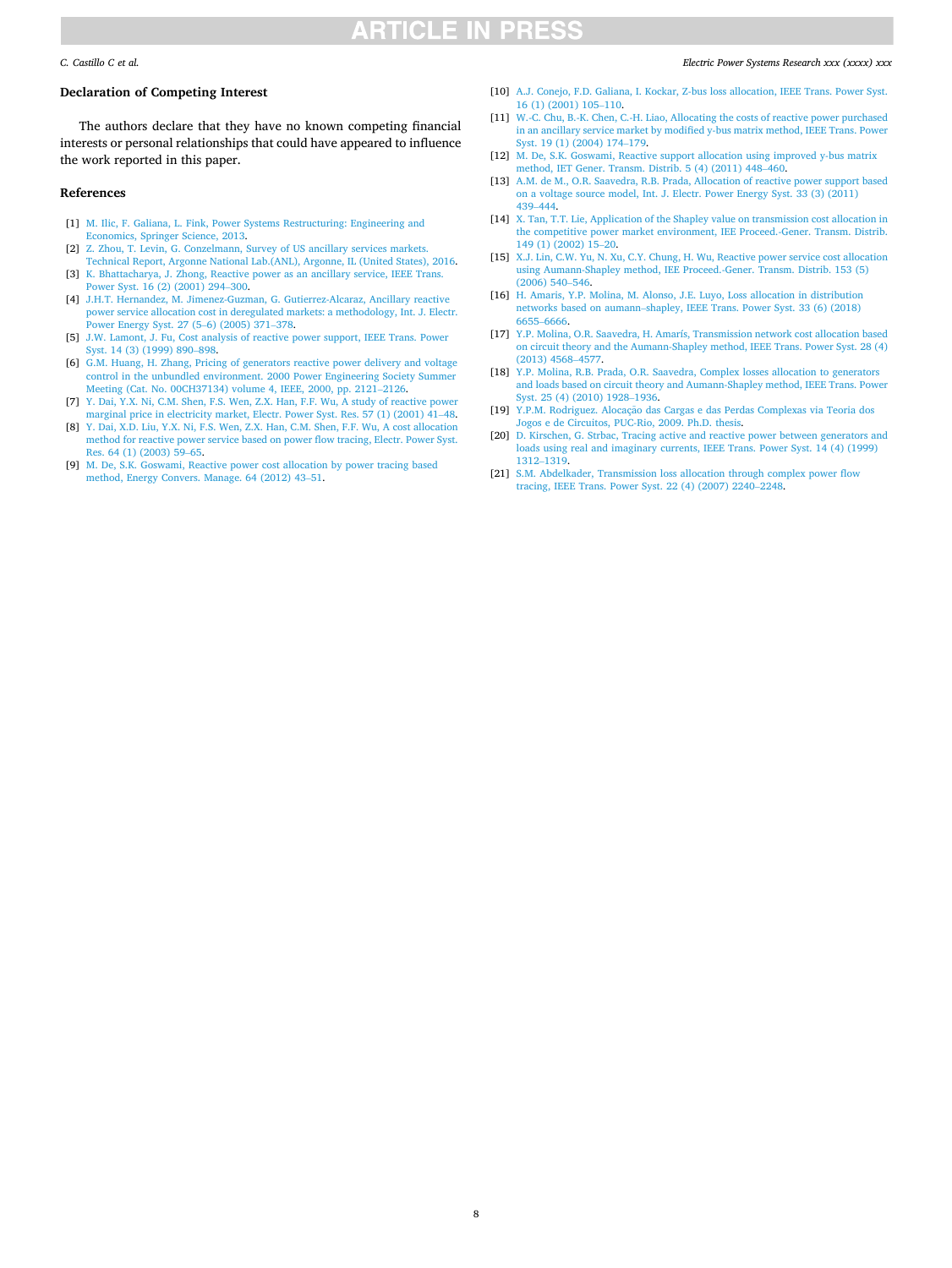## Declaration of Competing Interest

The authors declare that they have no known competing financial interests or personal relationships that could have appeared to influence the work reported in this paper.

## References

[1] M. Ilic, F. Galiana, L. Fink, Power Systems Restructuring: Engineering and Economics, Springer Science, 2013.

[2] Z. Zhou, T. Levin, G. Conzelmann, Survey of US ancillary services markets. Technical Report, Argonne National Lab.(ANL), Argonne, IL (United States), 2016.

[3] K. Bhattacharya, J. Zhong, Reactive power as an ancillary service, IEEE Trans. Power Syst. 16 (2) (2001) 294–300.

[4] J.H.T. Hernandez, M. Jimenez-Guzman, G. Gutierrez-Alcaraz, Ancillary reactive power service allocation cost in deregulated markets: a methodology, Int. J. Electr. Power Energy Syst. 27 (5–6) (2005) 371–378.

[5] J.W. Lamont, J. Fu, Cost analysis of reactive power support, IEEE Trans. Power Syst. 14 (3) (1999) 890–898.

[6] G.M. Huang, H. Zhang, Pricing of generators reactive power delivery and voltage control in the unbundled environment. 2000 Power Engineering Society Summer Meeting (Cat. No. 00CH37134) volume 4, IEEE, 2000, pp. 2121–2126.

[7] Y. Dai, Y.X. Ni, C.M. Shen, F.S. Wen, Z.X. Han, F.F. Wu, A study of reactive power marginal price in electricity market, Electr. Power Syst. Res. 57 (1) (2001) 41–48.

[8] Y. Dai, X.D. Liu, Y.X. Ni, F.S. Wen, Z.X. Han, C.M. Shen, F.F. Wu, A cost allocation method for reactive power service based on power flow tracing, Electr. Power Syst. Res. 64 (1) (2003) 59–65.

[9] M. De, S.K. Goswami, Reactive power cost allocation by power tracing based method, Energy Convers. Manage. 64 (2012) 43–51.

[10] A.J. Conejo, F.D. Galiana, I. Kockar, Z-bus loss allocation, IEEE Trans. Power Syst. 16 (1) (2001) 105–110.

[11] W.-C. Chu, B.-K. Chen, C.-H. Liao, Allocating the costs of reactive power purchased in an ancillary service market by modified y-bus matrix method, IEEE Trans. Power Syst. 19 (1) (2004) 174–179.

[12] M. De, S.K. Goswami, Reactive support allocation using improved y-bus matrix method, IET Gener. Transm. Distrib. 5 (4) (2011) 448–460.

[13] A.M. de M., O.R. Saavedra, R.B. Prada, Allocation of reactive power support based on a voltage source model, Int. J. Electr. Power Energy Syst. 33 (3) (2011) 439–444.

[14] X. Tan, T.T. Lie, Application of the Shapley value on transmission cost allocation in the competitive power market environment, IEE Proceed.-Gener. Transm. Distrib. 149 (1) (2002) 15–20.

[15] X.J. Lin, C.W. Yu, N. Xu, C.Y. Chung, H. Wu, Reactive power service cost allocation using Aumann-Shapley method, IEE Proceed.-Gener. Transm. Distrib. 153 (5) (2006) 540–546.

[16] H. Amaris, Y.P. Molina, M. Alonso, J.E. Luyo, Loss allocation in distribution networks based on aumann–shapley, IEEE Trans. Power Syst. 33 (6) (2018) 6655–6666.

[17] Y.P. Molina, O.R. Saavedra, H. Amarís, Transmission network cost allocation based on circuit theory and the Aumann-Shapley method, IEEE Trans. Power Syst. 28 (4) (2013) 4568–4577.

[18] Y.P. Molina, R.B. Prada, O.R. Saavedra, Complex losses allocation to generators and loads based on circuit theory and Aumann-Shapley method, IEEE Trans. Power Syst. 25 (4) (2010) 1928–1936.

[19] Y.P.M. Rodriguez. Alocação das Cargas e das Perdas Complexas via Teoria dos Jogos e de Circuitos, PUC-Rio, 2009. Ph.D. thesis.

[20] D. Kirschen, G. Strbac, Tracing active and reactive power between generators and loads using real and imaginary currents, IEEE Trans. Power Syst. 14 (4) (1999) 1312–1319.

[21] S.M. Abdelkader, Transmission loss allocation through complex power flow tracing, IEEE Trans. Power Syst. 22 (4) (2007) 2240–2248.